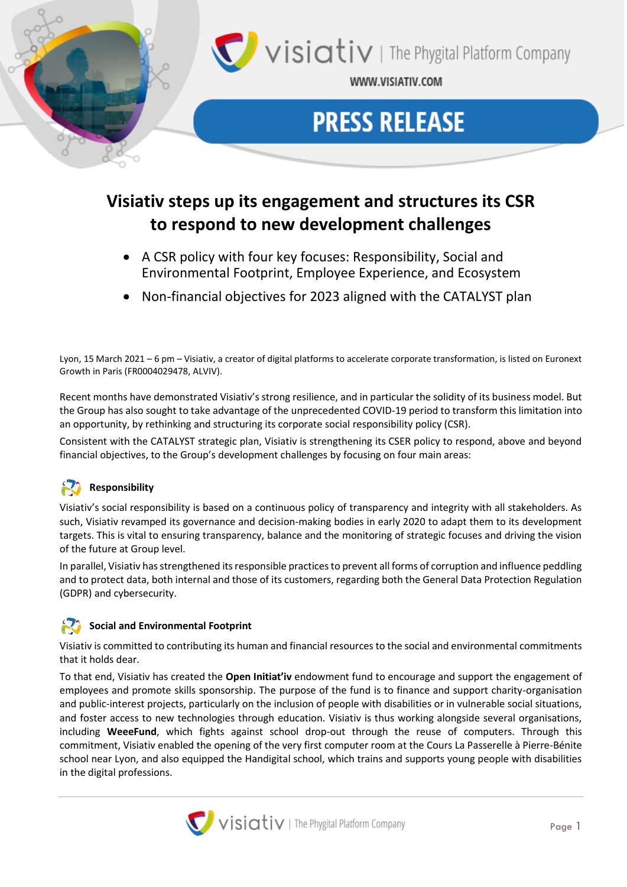# PRESS RELEASE

## Visiativ steps up its engagement and structures its CSR to respond to new development challenges

- A CSR policy with four key focuses: Responsibility, Social and Environmental Footprint, Employee Experience, and Ecosystem
- Non-financial objectives for 2023 aligned with the CATALYST plan

Lyon, 15 March 2021 – 6 pm – Visiativ, a creator of digital platforms to accelerate corporate transformation, is listed on Euronext Growth in Paris (FR0004029478, ALVIV).

Recent months have demonstrated Visiativ's strong resilience, and in particular the solidity of its business model. But the Group has also sought to take advantage of the unprecedented COVID-19 period to transform this limitation into an opportunity, by rethinking and structuring its corporate social responsibility policy (CSR).

Consistent with the CATALYST strategic plan, Visiativ is strengthening its CSER policy to respond, above and beyond financial objectives, to the Group's development challenges by focusing on four main areas:

### Responsibility

Visiativ's social responsibility is based on a continuous policy of transparency and integrity with all stakeholders. As such, Visiativ revamped its governance and decision-making bodies in early 2020 to adapt them to its development targets. This is vital to ensuring transparency, balance and the monitoring of strategic focuses and driving the vision of the future at Group level.

In parallel, Visiativ has strengthened its responsible practices to prevent all forms of corruption and influence peddling and to protect data, both internal and those of its customers, regarding both the General Data Protection Regulation (GDPR) and cybersecurity.

### Social and Environmental Footprint

Visiativ is committed to contributing its human and financial resources to the social and environmental commitments that it holds dear.

To that end, Visiativ has created the **Open Initiat'iv** endowment fund to encourage and support the engagement of employees and promote skills sponsorship. The purpose of the fund is to finance and support charity-organisation and public-interest projects, particularly on the inclusion of people with disabilities or in vulnerable social situations, and foster access to new technologies through education. Visiativ is thus working alongside several organisations, including **WeeeFund**, which fights against school drop-out through the reuse of computers. Through this commitment, Visiativ enabled the opening of the very first computer room at the Cours La Passerelle à Pierre-Bénite school near Lyon, and also equipped the Handigital school, which trains and supports young people with disabilities in the digital professions.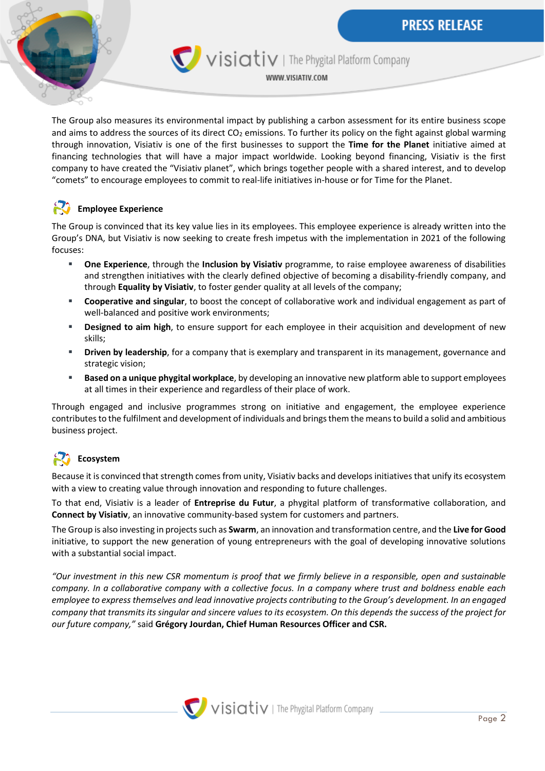The Group also measures its environmental impact by publishing a carbon assessment for its entire business scope and aims to address the sources of its direct $CO_2$ emissions. To further its policy on the fight against global warming through innovation, Visiativ is one of the first businesses to support the **Time for the Planet** initiative aimed at financing technologies that will have a major impact worldwide. Looking beyond financing, Visiativ is the first company to have created the "Visiativ planet", which brings together people with a shared interest, and to develop "comets" to encourage employees to commit to real-life initiatives in-house or for Time for the Planet.

## Employee Experience

The Group is convinced that its key value lies in its employees. This employee experience is already written into the Group's DNA, but Visiativ is now seeking to create fresh impetus with the implementation in 2021 of the following focuses:

- **One Experience**, through the **Inclusion by Visiativ** programme, to raise employee awareness of disabilities and strengthen initiatives with the clearly defined objective of becoming a disability-friendly company, and through **Equality by Visiativ**, to foster gender quality at all levels of the company;
- **Cooperative and singular**, to boost the concept of collaborative work and individual engagement as part of well-balanced and positive work environments;
- **Designed to aim high**, to ensure support for each employee in their acquisition and development of new skills;
- **Driven by leadership**, for a company that is exemplary and transparent in its management, governance and strategic vision;
- **Based on a unique phygital workplace**, by developing an innovative new platform able to support employees at all times in their experience and regardless of their place of work.

Through engaged and inclusive programmes strong on initiative and engagement, the employee experience contributes to the fulfilment and development of individuals and brings them the means to build a solid and ambitious business project.

## Ecosystem

Because it is convinced that strength comes from unity, Visiativ backs and develops initiatives that unify its ecosystem with a view to creating value through innovation and responding to future challenges.

To that end, Visiativ is a leader of **Entreprise du Futur**, a phygital platform of transformative collaboration, and **Connect by Visiativ**, an innovative community-based system for customers and partners.

The Group is also investing in projects such as **Swarm**, an innovation and transformation centre, and the **Live for Good** initiative, to support the new generation of young entrepreneurs with the goal of developing innovative solutions with a substantial social impact.

*"Our investment in this new CSR momentum is proof that we firmly believe in a responsible, open and sustainable company. In a collaborative company with a collective focus. In a company where trust and boldness enable each employee to express themselves and lead innovative projects contributing to the Group's development. In an engaged company that transmits its singular and sincere values to its ecosystem. On this depends the success of the project for our future company,"* said **Grégory Jourdan, Chief Human Resources Officer and CSR.**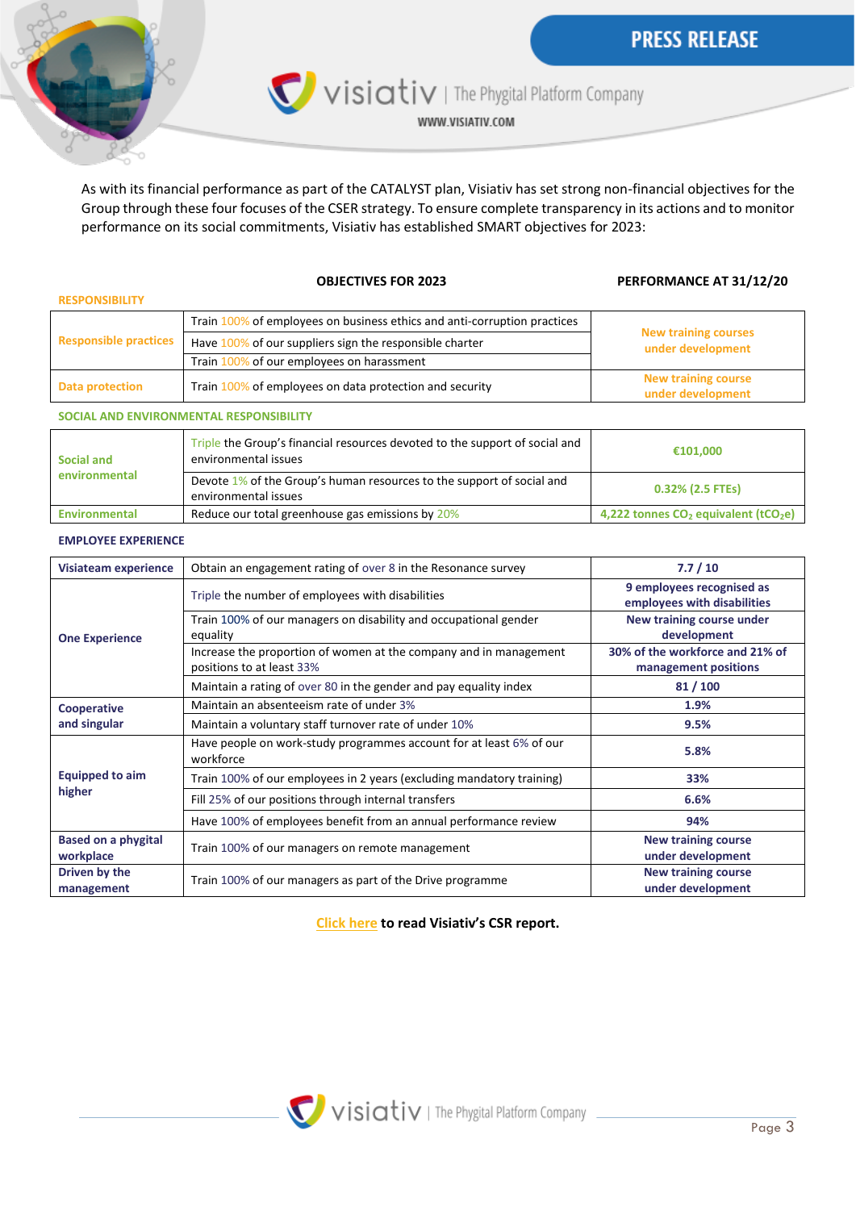As with its financial performance as part of the CATALYST plan, Visiativ has set strong non-financial objectives for the Group through these four focuses of the CSER strategy. To ensure complete transparency in its actions and to monitor performance on its social commitments, Visiativ has established SMART objectives for 2023:

| | OBJECTIVES FOR 2023 | PERFORMANCE AT 31/12/20 |
|---|---|---|
| **RESPONSIBILITY** | | |
| **Responsible practices** | Train 100% of employees on business ethics and anti-corruption practices | **New training courses under development** |
| | Have 100% of our suppliers sign the responsible charter | |
| | Train 100% of our employees on harassment | |
| **Data protection** | Train 100% of employees on data protection and security | **New training course under development** |
| **SOCIAL AND ENVIRONMENTAL RESPONSIBILITY** | | |
| **Social and environmental** | Triple the Group's financial resources devoted to the support of social and environmental issues | **€101,000** |
| | Devote 1% of the Group's human resources to the support of social and environmental issues | **0.32% (2.5 FTEs)** |
| **Environmental** | Reduce our total greenhouse gas emissions by 20% | **4,222 tonnes $CO_2$ equivalent ($tCO_2e$)** |
| **EMPLOYEE EXPERIENCE** | | |
| **Visiateam experience** | Obtain an engagement rating of over 8 in the Resonance survey | **7.7 / 10** |
| **One Experience** | Triple the number of employees with disabilities | **9 employees recognised as employees with disabilities** |
| | Train 100% of our managers on disability and occupational gender equality | **New training course under development** |
| | Increase the proportion of women at the company and in management positions to at least 33% | **30% of the workforce and 21% of management positions** |
| | Maintain a rating of over 80 in the gender and pay equality index | **81 / 100** |
| **Cooperative and singular** | Maintain an absenteeism rate of under 3% | **1.9%** |
| | Maintain a voluntary staff turnover rate of under 10% | **9.5%** |
| **Equipped to aim higher** | Have people on work-study programmes account for at least 6% of our workforce | **5.8%** |
| | Train 100% of our employees in 2 years (excluding mandatory training) | **33%** |
| | Fill 25% of our positions through internal transfers | **6.6%** |
| | Have 100% of employees benefit from an annual performance review | **94%** |
| **Based on a phygital workplace** | Train 100% of our managers on remote management | **New training course under development** |
| **Driven by the management** | Train 100% of our managers as part of the Drive programme | **New training course under development** |

**Click here to read Visiativ's CSR report.**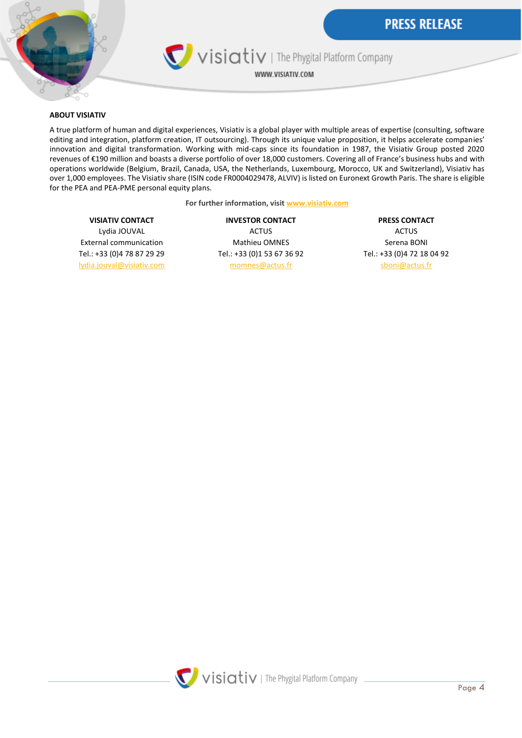## ABOUT VISIATIV

A true platform of human and digital experiences, Visiativ is a global player with multiple areas of expertise (consulting, software editing and integration, platform creation, IT outsourcing). Through its unique value proposition, it helps accelerate companies' innovation and digital transformation. Working with mid-caps since its foundation in 1987, the Visiativ Group posted 2020 revenues of €190 million and boasts a diverse portfolio of over 18,000 customers. Covering all of France's business hubs and with operations worldwide (Belgium, Brazil, Canada, USA, the Netherlands, Luxembourg, Morocco, UK and Switzerland), Visiativ has over 1,000 employees. The Visiativ share (ISIN code FR0004029478, ALVIV) is listed on Euronext Growth Paris. The share is eligible for the PEA and PEA-PME personal equity plans.

**For further information, visit www.visiativ.com**

| VISIATIV CONTACT | INVESTOR CONTACT | PRESS CONTACT |
|---|---|---|
| Lydia JOUVAL | ACTUS | ACTUS |
| External communication | Mathieu OMNES | Serena BONI |
| Tel.: +33 (0)4 78 87 29 29 | Tel.: +33 (0)1 53 67 36 92 | Tel.: +33 (0)4 72 18 04 92 |
| lydia.jouval@visiativ.com | momnes@actus.fr | sboni@actus.fr |